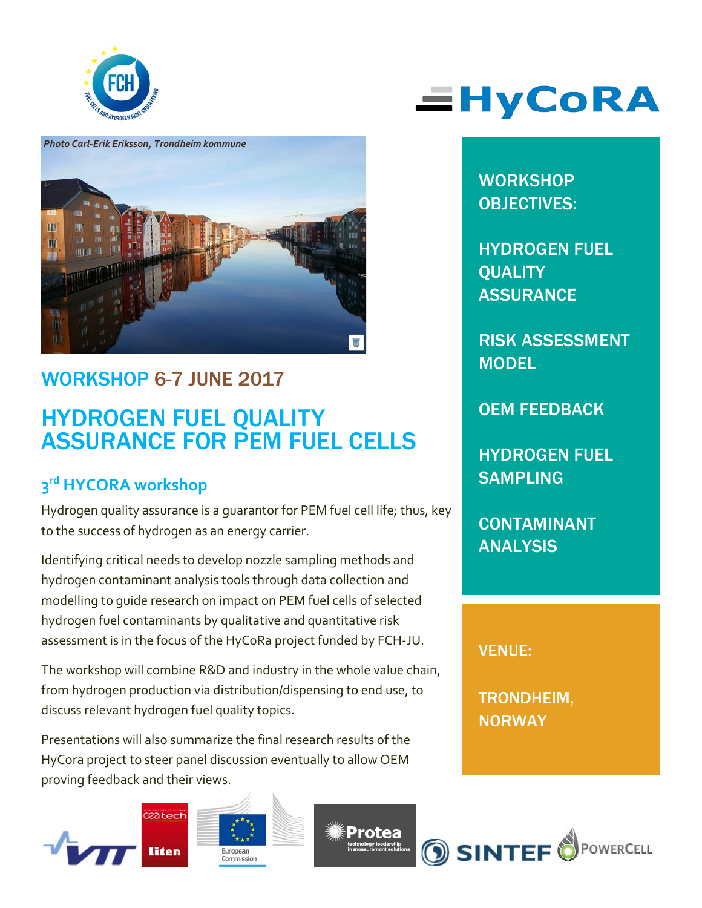Photo Carl-Erik Eriksson, Trondheim kommune

## WORKSHOP 6-7 JUNE 2017

# HYDROGEN FUEL QUALITY ASSURANCE FOR PEM FUEL CELLS

### 3rd HYCORA workshop

Hydrogen quality assurance is a guarantor for PEM fuel cell life; thus, key to the success of hydrogen as an energy carrier.

Identifying critical needs to develop nozzle sampling methods and hydrogen contaminant analysis tools through data collection and modelling to guide research on impact on PEM fuel cells of selected hydrogen fuel contaminants by qualitative and quantitative risk assessment is in the focus of the HyCoRa project funded by FCH-JU.

The workshop will combine R&D and industry in the whole value chain, from hydrogen production via distribution/dispensing to end use, to discuss relevant hydrogen fuel quality topics.

Presentations will also summarize the final research results of the HyCora project to steer panel discussion eventually to allow OEM proving feedback and their views.

**WORKSHOP OBJECTIVES:**

- HYDROGEN FUEL QUALITY ASSURANCE
- RISK ASSESSMENT MODEL
- OEM FEEDBACK
- HYDROGEN FUEL SAMPLING
- CONTAMINANT ANALYSIS

**VENUE:**

TRONDHEIM, NORWAY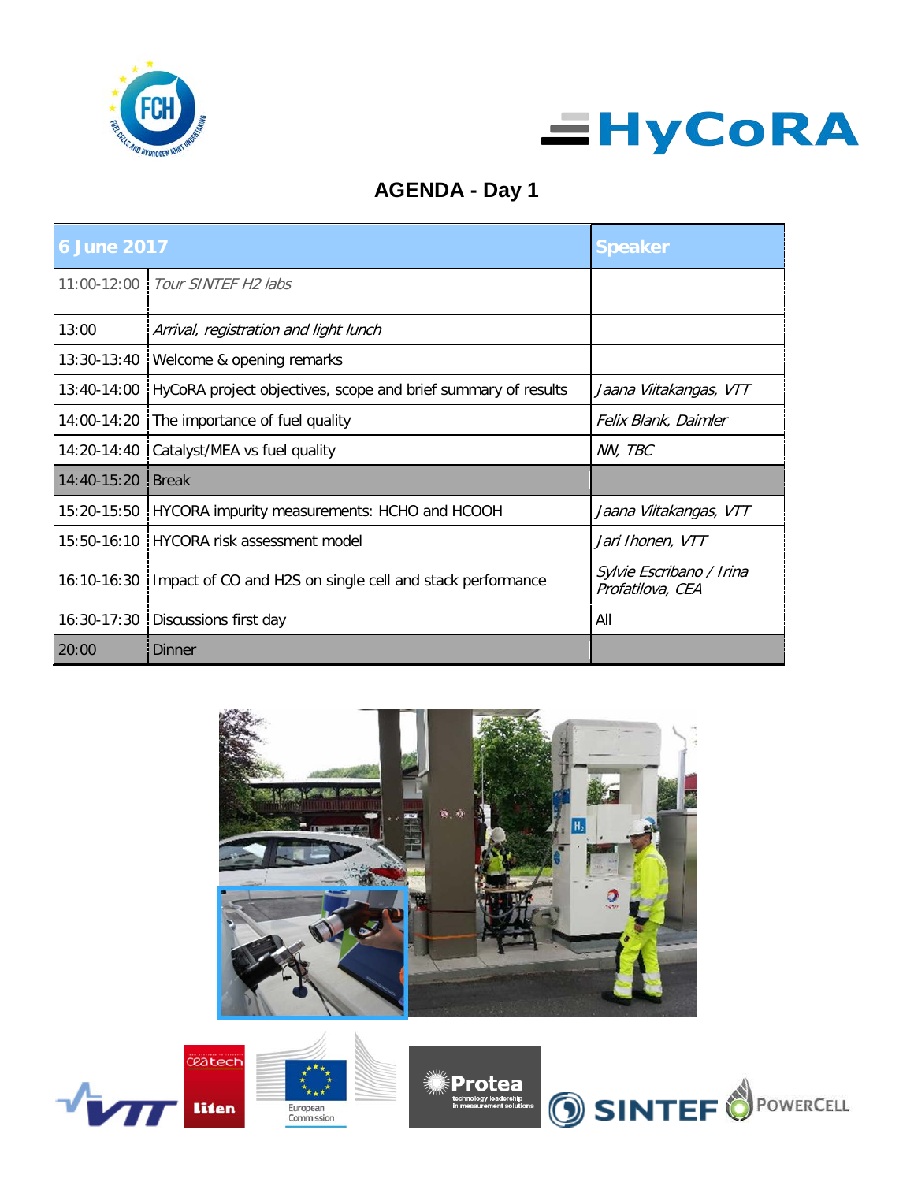# AGENDA - Day 1

| 6 June 2017 | | Speaker |
|---|---|---|
| 11:00-12:00 | *Tour SINTEF H2 labs* | |
| | | |
| 13:00 | *Arrival, registration and light lunch* | |
| 13:30-13:40 | Welcome & opening remarks | |
| 13:40-14:00 | HyCoRA project objectives, scope and brief summary of results | *Jaana Viitakangas, VTT* |
| 14:00-14:20 | The importance of fuel quality | *Felix Blank, Daimler* |
| 14:20-14:40 | Catalyst/MEA vs fuel quality | *NN, TBC* |
| 14:40-15:20 | Break | |
| 15:20-15:50 | HYCORA impurity measurements: HCHO and HCOOH | *Jaana Viitakangas, VTT* |
| 15:50-16:10 | HYCORA risk assessment model | *Jari Ihonen, VTT* |
| 16:10-16:30 | Impact of CO and H2S on single cell and stack performance | *Sylvie Escribano / Irina Profatilova, CEA* |
| 16:30-17:30 | Discussions first day | All |
| 20:00 | Dinner | |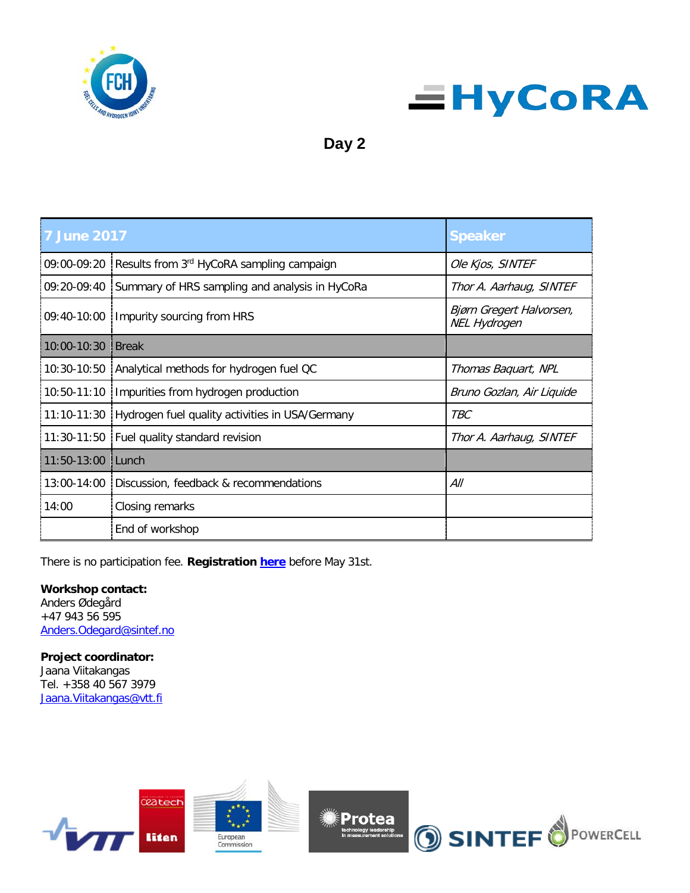# Day 2

| 7 June 2017 | | Speaker |
|---|---|---|
| 09:00-09:20 | Results from 3rd HyCoRA sampling campaign | *Ole Kjos, SINTEF* |
| 09:20-09:40 | Summary of HRS sampling and analysis in HyCoRa | *Thor A. Aarhaug, SINTEF* |
| 09:40-10:00 | Impurity sourcing from HRS | *Bjørn Gregert Halvorsen, NEL Hydrogen* |
| 10:00-10:30 | Break | |
| 10:30-10:50 | Analytical methods for hydrogen fuel QC | *Thomas Baquart, NPL* |
| 10:50-11:10 | Impurities from hydrogen production | *Bruno Gozlan, Air Liquide* |
| 11:10-11:30 | Hydrogen fuel quality activities in USA/Germany | *TBC* |
| 11:30-11:50 | Fuel quality standard revision | *Thor A. Aarhaug, SINTEF* |
| 11:50-13:00 | Lunch | |
| 13:00-14:00 | Discussion, feedback & recommendations | *All* |
| 14:00 | Closing remarks | |
| | End of workshop | |

There is no participation fee. **Registration** **here** before May 31st.

**Workshop contact:**
Anders Ødegård
+47 943 56 595
Anders.Odegard@sintef.no

**Project coordinator:**
Jaana Viitakangas
Tel. +358 40 567 3979
Jaana.Viitakangas@vtt.fi